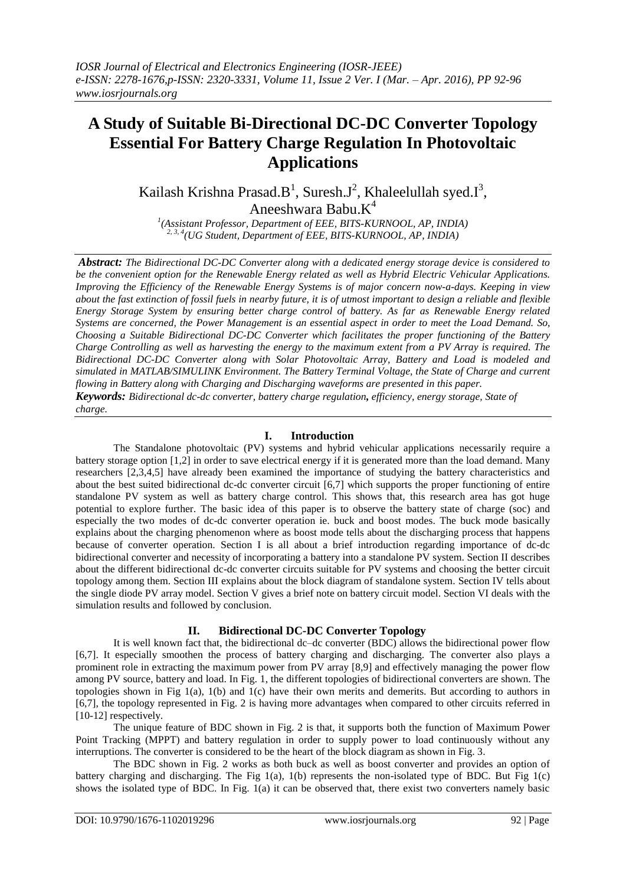# A Study of Suitable Bi-Directional DC-DC Converter Topology Essential For Battery Charge Regulation In Photovoltaic Applications

Kailash Krishna Prasad.B[1], Suresh.J[2], Khaleelullah syed.I[3], Aneeshwara Babu.K[4]

[1](Assistant Professor, Department of EEE, BITS-KURNOOL, AP, INDIA)
[2, 3, 4](UG Student, Department of EEE, BITS-KURNOOL, AP, INDIA)

***Abstract:*** *The Bidirectional DC-DC Converter along with a dedicated energy storage device is considered to be the convenient option for the Renewable Energy related as well as Hybrid Electric Vehicular Applications. Improving the Efficiency of the Renewable Energy Systems is of major concern now-a-days. Keeping in view about the fast extinction of fossil fuels in nearby future, it is of utmost important to design a reliable and flexible Energy Storage System by ensuring better charge control of battery. As far as Renewable Energy related Systems are concerned, the Power Management is an essential aspect in order to meet the Load Demand. So, Choosing a Suitable Bidirectional DC-DC Converter which facilitates the proper functioning of the Battery Charge Controlling as well as harvesting the energy to the maximum extent from a PV Array is required. The Bidirectional DC-DC Converter along with Solar Photovoltaic Array, Battery and Load is modeled and simulated in MATLAB/SIMULINK Environment. The Battery Terminal Voltage, the State of Charge and current flowing in Battery along with Charging and Discharging waveforms are presented in this paper.*

***Keywords:*** *Bidirectional dc-dc converter, battery charge regulation, efficiency, energy storage, State of charge.*

## I. Introduction

The Standalone photovoltaic (PV) systems and hybrid vehicular applications necessarily require a battery storage option [1,2] in order to save electrical energy if it is generated more than the load demand. Many researchers [2,3,4,5] have already been examined the importance of studying the battery characteristics and about the best suited bidirectional dc-dc converter circuit [6,7] which supports the proper functioning of entire standalone PV system as well as battery charge control. This shows that, this research area has got huge potential to explore further. The basic idea of this paper is to observe the battery state of charge (soc) and especially the two modes of dc-dc converter operation ie. buck and boost modes. The buck mode basically explains about the charging phenomenon where as boost mode tells about the discharging process that happens because of converter operation. Section I is all about a brief introduction regarding importance of dc-dc bidirectional converter and necessity of incorporating a battery into a standalone PV system. Section II describes about the different bidirectional dc-dc converter circuits suitable for PV systems and choosing the better circuit topology among them. Section III explains about the block diagram of standalone system. Section IV tells about the single diode PV array model. Section V gives a brief note on battery circuit model. Section VI deals with the simulation results and followed by conclusion.

## II. Bidirectional DC-DC Converter Topology

It is well known fact that, the bidirectional dc–dc converter (BDC) allows the bidirectional power flow [6,7]. It especially smoothen the process of battery charging and discharging. The converter also plays a prominent role in extracting the maximum power from PV array [8,9] and effectively managing the power flow among PV source, battery and load. In Fig. 1, the different topologies of bidirectional converters are shown. The topologies shown in Fig 1(a), 1(b) and 1(c) have their own merits and demerits. But according to authors in [6,7], the topology represented in Fig. 2 is having more advantages when compared to other circuits referred in [10-12] respectively.

The unique feature of BDC shown in Fig. 2 is that, it supports both the function of Maximum Power Point Tracking (MPPT) and battery regulation in order to supply power to load continuously without any interruptions. The converter is considered to be the heart of the block diagram as shown in Fig. 3.

The BDC shown in Fig. 2 works as both buck as well as boost converter and provides an option of battery charging and discharging. The Fig 1(a), 1(b) represents the non-isolated type of BDC. But Fig 1(c) shows the isolated type of BDC. In Fig. 1(a) it can be observed that, there exist two converters namely basic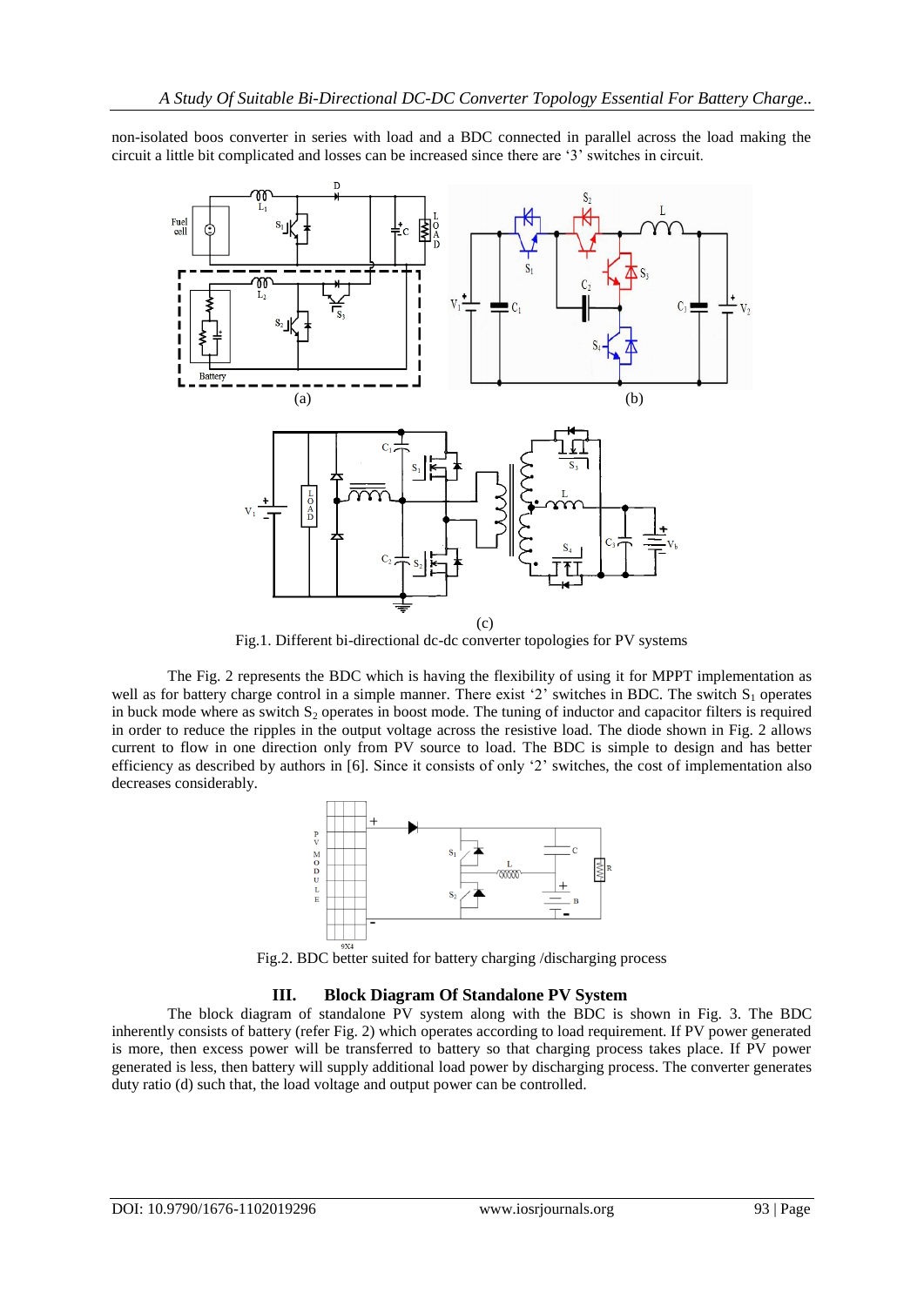non-isolated boos converter in series with load and a BDC connected in parallel across the load making the circuit a little bit complicated and losses can be increased since there are '3' switches in circuit.

(a) (b)

(c)

Fig.1. Different bi-directional dc-dc converter topologies for PV systems

The Fig. 2 represents the BDC which is having the flexibility of using it for MPPT implementation as well as for battery charge control in a simple manner. There exist '2' switches in BDC. The switch $S_1$ operates in buck mode where as switch $S_2$ operates in boost mode. The tuning of inductor and capacitor filters is required in order to reduce the ripples in the output voltage across the resistive load. The diode shown in Fig. 2 allows current to flow in one direction only from PV source to load. The BDC is simple to design and has better efficiency as described by authors in [6]. Since it consists of only '2' switches, the cost of implementation also decreases considerably.

Fig.2. BDC better suited for battery charging /discharging process

## III. Block Diagram Of Standalone PV System

The block diagram of standalone PV system along with the BDC is shown in Fig. 3. The BDC inherently consists of battery (refer Fig. 2) which operates according to load requirement. If PV power generated is more, then excess power will be transferred to battery so that charging process takes place. If PV power generated is less, then battery will supply additional load power by discharging process. The converter generates duty ratio (d) such that, the load voltage and output power can be controlled.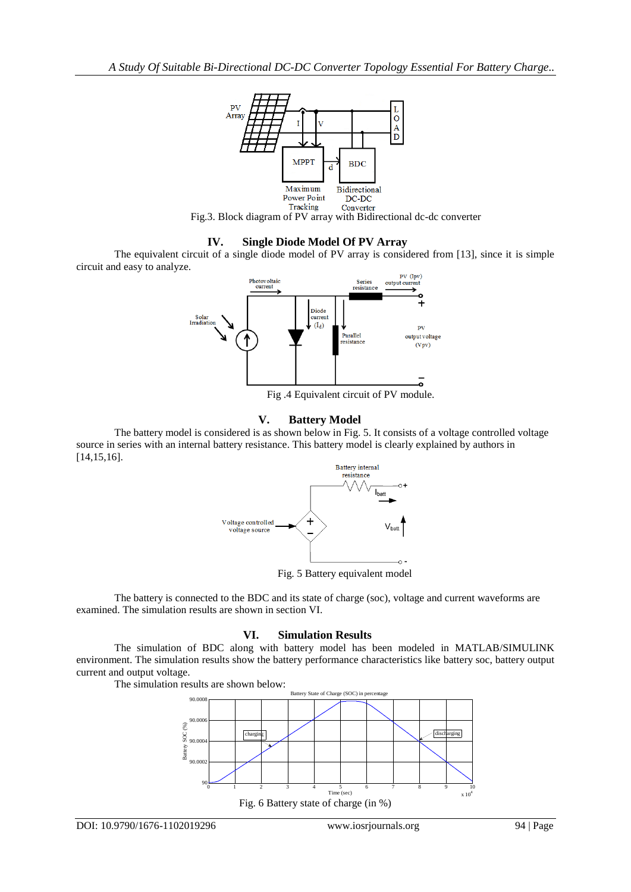Fig.3. Block diagram of PV array with Bidirectional dc-dc converter

## IV. Single Diode Model Of PV Array

The equivalent circuit of a single diode model of PV array is considered from [13], since it is simple circuit and easy to analyze.

Fig .4 Equivalent circuit of PV module.

## V. Battery Model

The battery model is considered is as shown below in Fig. 5. It consists of a voltage controlled voltage source in series with an internal battery resistance. This battery model is clearly explained by authors in [14,15,16].

Fig. 5 Battery equivalent model

The battery is connected to the BDC and its state of charge (soc), voltage and current waveforms are examined. The simulation results are shown in section VI.

## VI. Simulation Results

The simulation of BDC along with battery model has been modeled in MATLAB/SIMULINK environment. The simulation results show the battery performance characteristics like battery soc, battery output current and output voltage.

The simulation results are shown below:

Fig. 6 Battery state of charge (in %)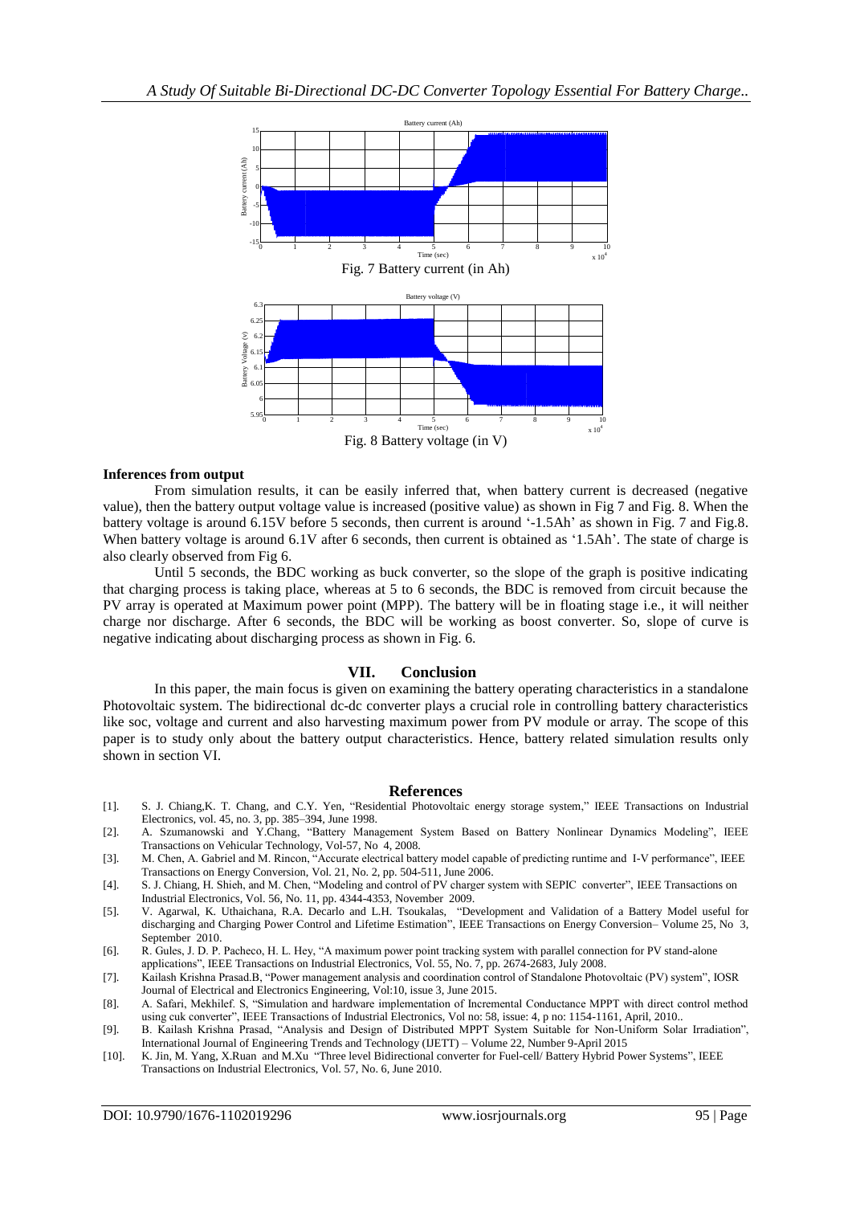Fig. 7 Battery current (in Ah)

Fig. 8 Battery voltage (in V)

**Inferences from output**

From simulation results, it can be easily inferred that, when battery current is decreased (negative value), then the battery output voltage value is increased (positive value) as shown in Fig 7 and Fig. 8. When the battery voltage is around 6.15V before 5 seconds, then current is around '-1.5Ah' as shown in Fig. 7 and Fig.8. When battery voltage is around 6.1V after 6 seconds, then current is obtained as '1.5Ah'. The state of charge is also clearly observed from Fig 6.

Until 5 seconds, the BDC working as buck converter, so the slope of the graph is positive indicating that charging process is taking place, whereas at 5 to 6 seconds, the BDC is removed from circuit because the PV array is operated at Maximum power point (MPP). The battery will be in floating stage i.e., it will neither charge nor discharge. After 6 seconds, the BDC will be working as boost converter. So, slope of curve is negative indicating about discharging process as shown in Fig. 6.

## VII. Conclusion

In this paper, the main focus is given on examining the battery operating characteristics in a standalone Photovoltaic system. The bidirectional dc-dc converter plays a crucial role in controlling battery characteristics like soc, voltage and current and also harvesting maximum power from PV module or array. The scope of this paper is to study only about the battery output characteristics. Hence, battery related simulation results only shown in section VI.

## References

[1]. S. J. Chiang, K. T. Chang, and C.Y. Yen, "Residential Photovoltaic energy storage system," IEEE Transactions on Industrial Electronics, vol. 45, no. 3, pp. 385–394, June 1998.

[2]. A. Szumanowski and Y.Chang, "Battery Management System Based on Battery Nonlinear Dynamics Modeling", IEEE Transactions on Vehicular Technology, Vol-57, No 4, 2008.

[3]. M. Chen, A. Gabriel and M. Rincon, "Accurate electrical battery model capable of predicting runtime and I-V performance", IEEE Transactions on Energy Conversion, Vol. 21, No. 2, pp. 504-511, June 2006.

[4]. S. J. Chiang, H. Shieh, and M. Chen, "Modeling and control of PV charger system with SEPIC converter", IEEE Transactions on Industrial Electronics, Vol. 56, No. 11, pp. 4344-4353, November 2009.

[5]. V. Agarwal, K. Uthaichana, R.A. Decarlo and L.H. Tsoukalas, "Development and Validation of a Battery Model useful for discharging and Charging Power Control and Lifetime Estimation", IEEE Transactions on Energy Conversion– Volume 25, No 3, September 2010.

[6]. R. Gules, J. D. P. Pacheco, H. L. Hey, "A maximum power point tracking system with parallel connection for PV stand-alone applications", IEEE Transactions on Industrial Electronics, Vol. 55, No. 7, pp. 2674-2683, July 2008.

[7]. Kailash Krishna Prasad.B, "Power management analysis and coordination control of Standalone Photovoltaic (PV) system", IOSR Journal of Electrical and Electronics Engineering, Vol:10, issue 3, June 2015.

[8]. A. Safari, Mekhilef. S, "Simulation and hardware implementation of Incremental Conductance MPPT with direct control method using cuk converter", IEEE Transactions of Industrial Electronics, Vol no: 58, issue: 4, p no: 1154-1161, April, 2010..

[9]. B. Kailash Krishna Prasad, "Analysis and Design of Distributed MPPT System Suitable for Non-Uniform Solar Irradiation", International Journal of Engineering Trends and Technology (IJETT) – Volume 22, Number 9-April 2015

[10]. K. Jin, M. Yang, X.Ruan and M.Xu "Three level Bidirectional converter for Fuel-cell/ Battery Hybrid Power Systems", IEEE Transactions on Industrial Electronics, Vol. 57, No. 6, June 2010.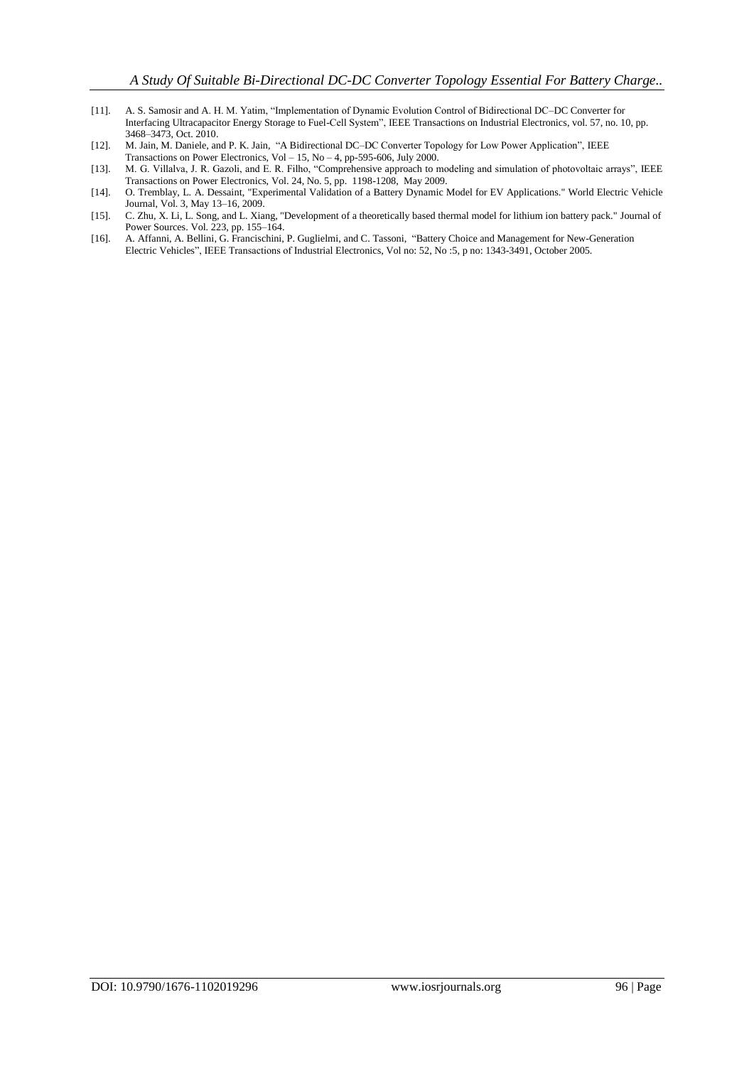[11]. A. S. Samosir and A. H. M. Yatim, "Implementation of Dynamic Evolution Control of Bidirectional DC–DC Converter for Interfacing Ultracapacitor Energy Storage to Fuel-Cell System", IEEE Transactions on Industrial Electronics, vol. 57, no. 10, pp. 3468–3473, Oct. 2010.

[12]. M. Jain, M. Daniele, and P. K. Jain, "A Bidirectional DC–DC Converter Topology for Low Power Application", IEEE Transactions on Power Electronics, Vol – 15, No – 4, pp-595-606, July 2000.

[13]. M. G. Villalva, J. R. Gazoli, and E. R. Filho, "Comprehensive approach to modeling and simulation of photovoltaic arrays", IEEE Transactions on Power Electronics, Vol. 24, No. 5, pp. 1198-1208, May 2009.

[14]. O. Tremblay, L. A. Dessaint, "Experimental Validation of a Battery Dynamic Model for EV Applications." World Electric Vehicle Journal, Vol. 3, May 13–16, 2009.

[15]. C. Zhu, X. Li, L. Song, and L. Xiang, "Development of a theoretically based thermal model for lithium ion battery pack." Journal of Power Sources. Vol. 223, pp. 155–164.

[16]. A. Affanni, A. Bellini, G. Francischini, P. Guglielmi, and C. Tassoni, "Battery Choice and Management for New-Generation Electric Vehicles", IEEE Transactions of Industrial Electronics, Vol no: 52, No :5, p no: 1343-3491, October 2005.